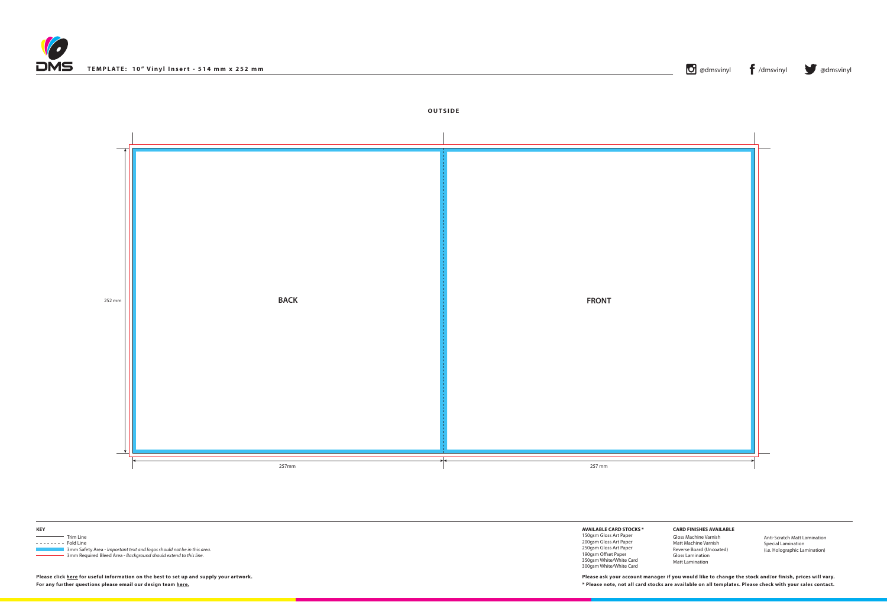**TEMPLATE: 10" Vinyl Insert - 514 mm x 252 mm**

@dmsvinyl /dmsvinyl @dmsvinyl

**OUTSIDE**

**BACK**

**FRONT**

252 mm

257mm

257 mm

**KEY**

- Trim Line
- Fold Line
- 3mm Safety Area - *Important text and logos should not be in this area.*
- 3mm Required Bleed Area - *Background should extend to this line.*

**Please click here for useful information on the best to set up and supply your artwork.**
**For any further questions please email our design team here.**

**AVAILABLE CARD STOCKS ***

150gsm Gloss Art Paper
200gsm Gloss Art Paper
250gsm Gloss Art Paper
190gsm Offset Paper
350gsm White/White Card
300gsm White/White Card

**CARD FINISHES AVAILABLE**

Gloss Machine Varnish
Matt Machine Varnish
Reverse Board (Uncoated)
Gloss Lamination
Matt Lamination

Anti-Scratch Matt Lamination
Special Lamination
(i.e. Holographic Lamination)

**Please ask your account manager if you would like to change the stock and/or finish, prices will vary.**
**\* Please note, not all card stocks are available on all templates. Please check with your sales contact.**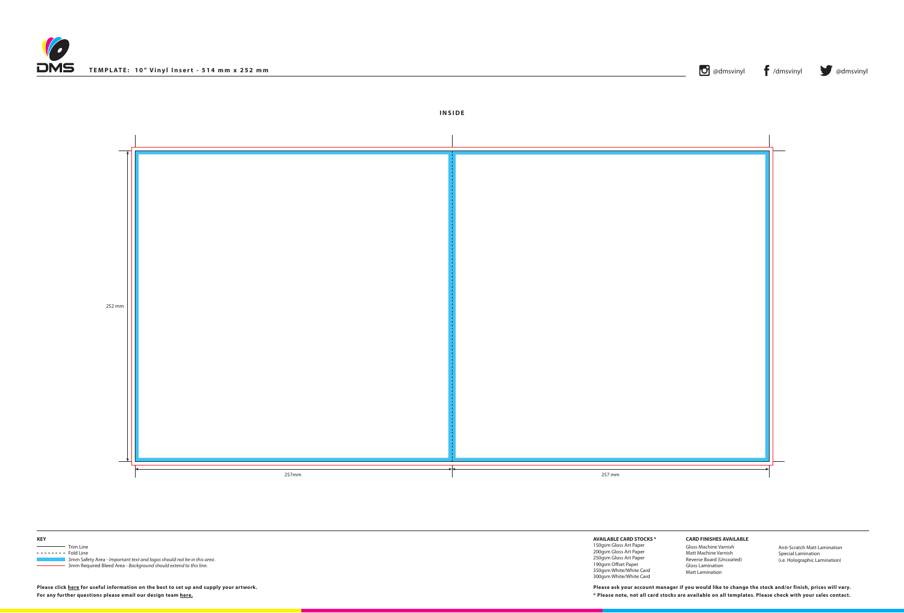**TEMPLATE: 10" Vinyl Insert - 514 mm x 252 mm**

@dmsvinyl /dmsvinyl @dmsvinyl

**INSIDE**

252 mm

257mm

257 mm

**KEY**

Trim Line

Fold Line

3mm Safety Area - *Important text and logos should not be in this area.*

3mm Required Bleed Area - *Background should extend to this line.*

**Please click here for useful information on the best to set up and supply your artwork.**

**For any further questions please email our design team here.**

**AVAILABLE CARD STOCKS \***

150gsm Gloss Art Paper
200gsm Gloss Art Paper
250gsm Gloss Art Paper
190gsm Offset Paper
350gsm White/White Card
300gsm White/White Card

**CARD FINISHES AVAILABLE**

Gloss Machine Varnish
Matt Machine Varnish
Reverse Board (Uncoated)
Gloss Lamination
Matt Lamination
Anti-Scratch Matt Lamination
Special Lamination
(i.e. Holographic Lamination)

**Please ask your account manager if you would like to change the stock and/or finish, prices will vary.**

**\* Please note, not all card stocks are available on all templates. Please check with your sales contact.**